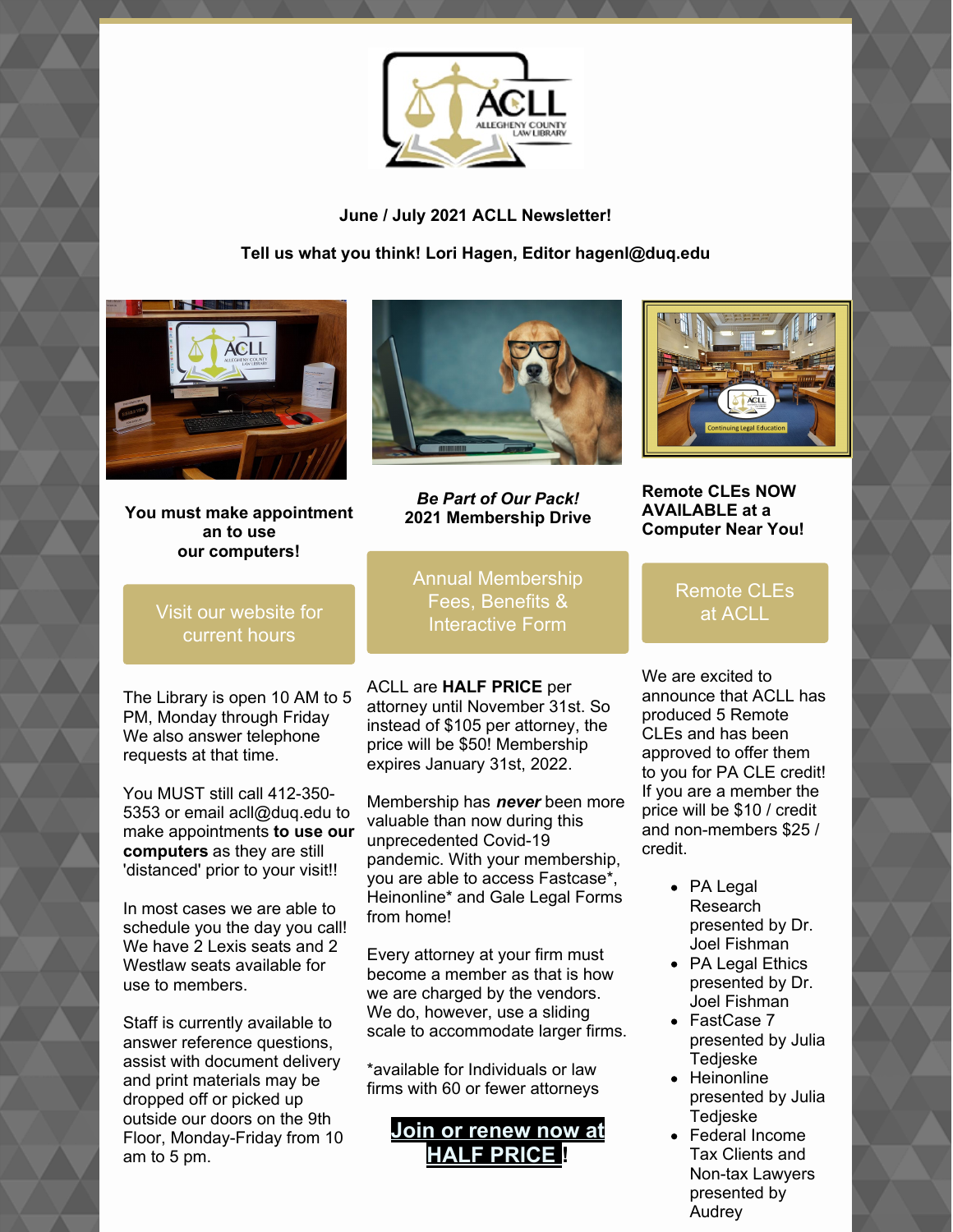**June / July 2021 ACLL Newsletter!**

**Tell us what you think! Lori Hagen, Editor hagenl@duq.edu**

**You must make appointment an to use our computers!**

Visit our website for current hours

The Library is open 10 AM to 5 PM, Monday through Friday We also answer telephone requests at that time.

You MUST still call 412-350-5353 or email acll@duq.edu to make appointments **to use our computers** as they are still 'distanced' prior to your visit!!

In most cases we are able to schedule you the day you call! We have 2 Lexis seats and 2 Westlaw seats available for use to members.

Staff is currently available to answer reference questions, assist with document delivery and print materials may be dropped off or picked up outside our doors on the 9th Floor, Monday-Friday from 10 am to 5 pm.

***Be Part of Our Pack!***
**2021 Membership Drive**

Annual Membership Fees, Benefits & Interactive Form

ACLL are **HALF PRICE** per attorney until November 31st. So instead of $105 per attorney, the price will be $50! Membership expires January 31st, 2022.

Membership has ***never*** been more valuable than now during this unprecedented Covid-19 pandemic. With your membership, you are able to access Fastcase*, Heinonline* and Gale Legal Forms from home!

Every attorney at your firm must become a member as that is how we are charged by the vendors. We do, however, use a sliding scale to accommodate larger firms.

*available for Individuals or law firms with 60 or fewer attorneys

**Join or renew now at HALF PRICE !**

**Remote CLEs NOW AVAILABLE at a Computer Near You!**

Remote CLEs at ACLL

We are excited to announce that ACLL has produced 5 Remote CLEs and has been approved to offer them to you for PA CLE credit! If you are a member the price will be $10 / credit and non-members $25 / credit.

- PA Legal Research presented by Dr. Joel Fishman
- PA Legal Ethics presented by Dr. Joel Fishman
- FastCase 7 presented by Julia Tedjeske
- Heinonline presented by Julia Tedjeske
- Federal Income Tax Clients and Non-tax Lawyers presented by Audrey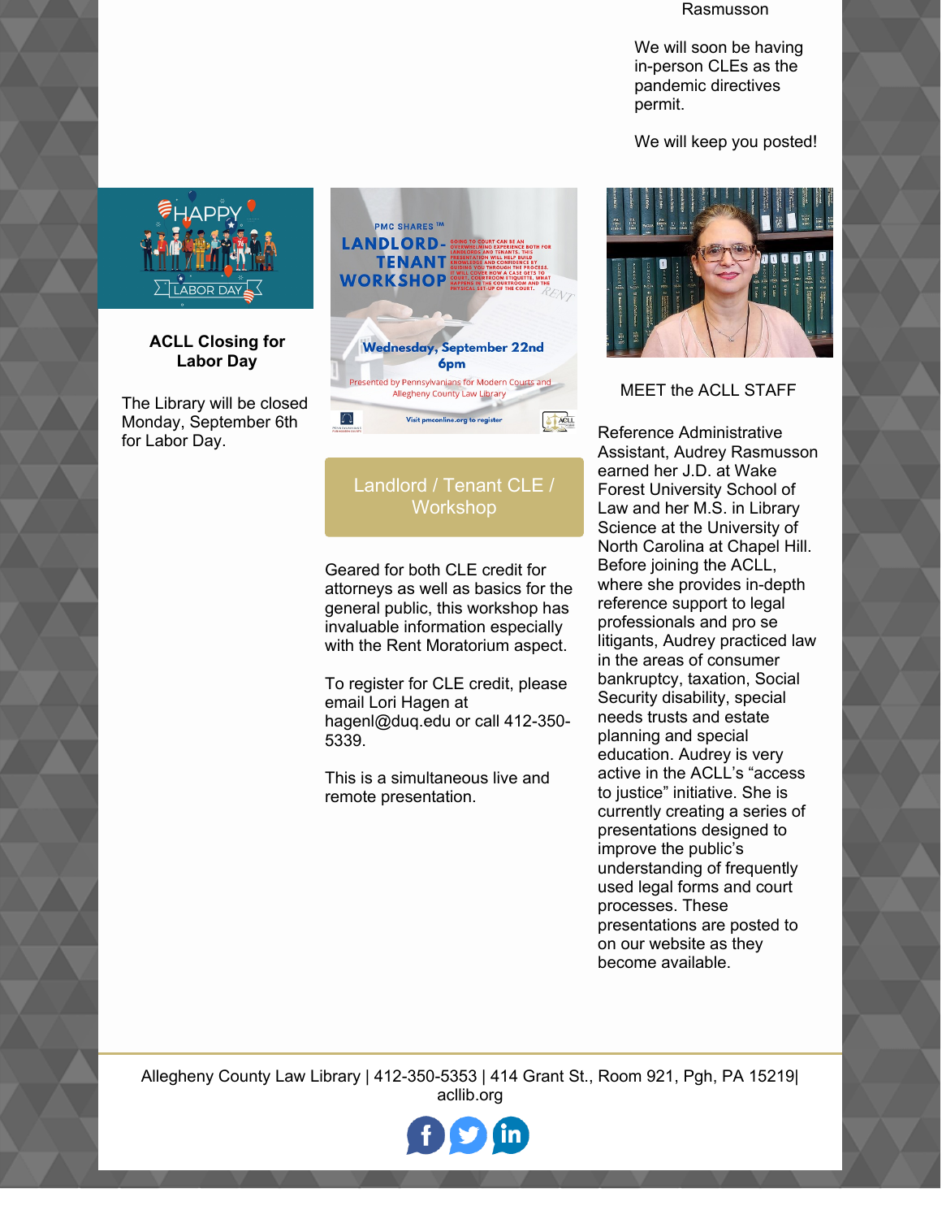Rasmusson

We will soon be having in-person CLEs as the pandemic directives permit.

We will keep you posted!

**ACLL Closing for Labor Day**

The Library will be closed Monday, September 6th for Labor Day.

Landlord / Tenant CLE / Workshop

Geared for both CLE credit for attorneys as well as basics for the general public, this workshop has invaluable information especially with the Rent Moratorium aspect.

To register for CLE credit, please email Lori Hagen at hagenl@duq.edu or call 412-350-5339.

This is a simultaneous live and remote presentation.

MEET the ACLL STAFF

Reference Administrative Assistant, Audrey Rasmusson earned her J.D. at Wake Forest University School of Law and her M.S. in Library Science at the University of North Carolina at Chapel Hill. Before joining the ACLL, where she provides in-depth reference support to legal professionals and pro se litigants, Audrey practiced law in the areas of consumer bankruptcy, taxation, Social Security disability, special needs trusts and estate planning and special education. Audrey is very active in the ACLL's "access to justice" initiative. She is currently creating a series of presentations designed to improve the public's understanding of frequently used legal forms and court processes. These presentations are posted to on our website as they become available.

Allegheny County Law Library | 412-350-5353 | 414 Grant St., Room 921, Pgh, PA 15219| acllib.org